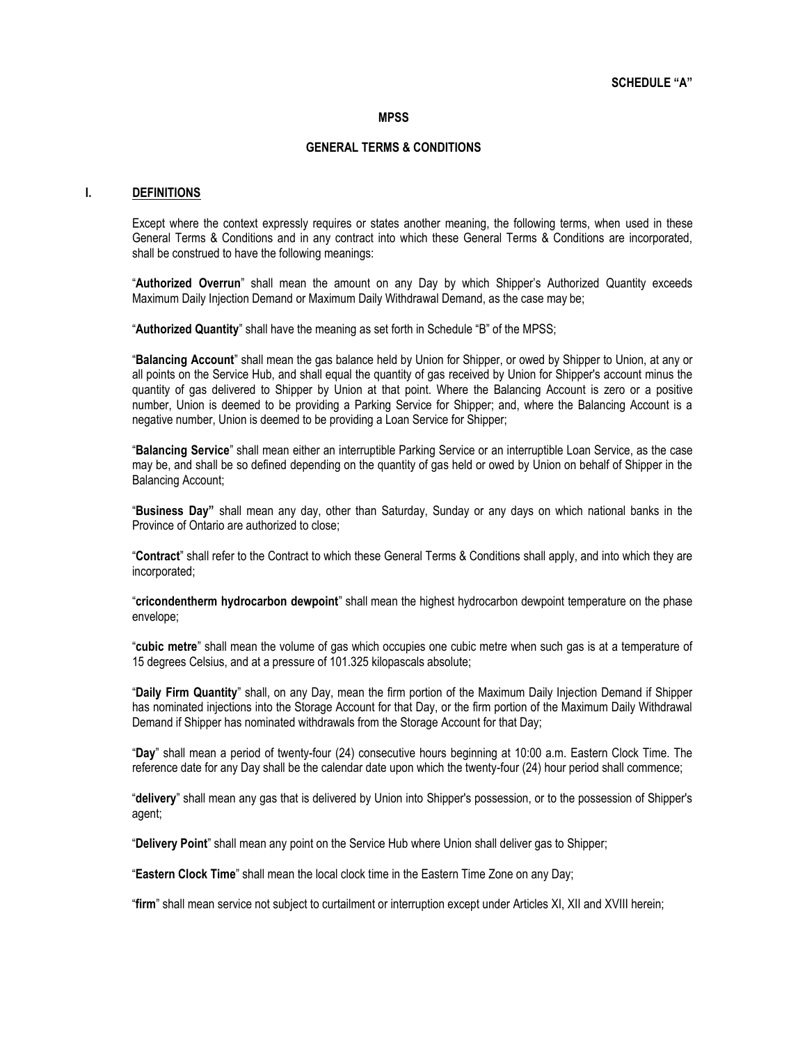**SCHEDULE "A"**

**MPSS**

**GENERAL TERMS & CONDITIONS**

## I. DEFINITIONS

Except where the context expressly requires or states another meaning, the following terms, when used in these General Terms & Conditions and in any contract into which these General Terms & Conditions are incorporated, shall be construed to have the following meanings:

"**Authorized Overrun**" shall mean the amount on any Day by which Shipper's Authorized Quantity exceeds Maximum Daily Injection Demand or Maximum Daily Withdrawal Demand, as the case may be;

"**Authorized Quantity**" shall have the meaning as set forth in Schedule "B" of the MPSS;

"**Balancing Account**" shall mean the gas balance held by Union for Shipper, or owed by Shipper to Union, at any or all points on the Service Hub, and shall equal the quantity of gas received by Union for Shipper's account minus the quantity of gas delivered to Shipper by Union at that point. Where the Balancing Account is zero or a positive number, Union is deemed to be providing a Parking Service for Shipper; and, where the Balancing Account is a negative number, Union is deemed to be providing a Loan Service for Shipper;

"**Balancing Service**" shall mean either an interruptible Parking Service or an interruptible Loan Service, as the case may be, and shall be so defined depending on the quantity of gas held or owed by Union on behalf of Shipper in the Balancing Account;

"**Business Day"** shall mean any day, other than Saturday, Sunday or any days on which national banks in the Province of Ontario are authorized to close;

"**Contract**" shall refer to the Contract to which these General Terms & Conditions shall apply, and into which they are incorporated;

"**cricondentherm hydrocarbon dewpoint**" shall mean the highest hydrocarbon dewpoint temperature on the phase envelope;

"**cubic metre**" shall mean the volume of gas which occupies one cubic metre when such gas is at a temperature of 15 degrees Celsius, and at a pressure of 101.325 kilopascals absolute;

"**Daily Firm Quantity**" shall, on any Day, mean the firm portion of the Maximum Daily Injection Demand if Shipper has nominated injections into the Storage Account for that Day, or the firm portion of the Maximum Daily Withdrawal Demand if Shipper has nominated withdrawals from the Storage Account for that Day;

"**Day**" shall mean a period of twenty-four (24) consecutive hours beginning at 10:00 a.m. Eastern Clock Time. The reference date for any Day shall be the calendar date upon which the twenty-four (24) hour period shall commence;

"**delivery**" shall mean any gas that is delivered by Union into Shipper's possession, or to the possession of Shipper's agent;

"**Delivery Point**" shall mean any point on the Service Hub where Union shall deliver gas to Shipper;

"**Eastern Clock Time**" shall mean the local clock time in the Eastern Time Zone on any Day;

"**firm**" shall mean service not subject to curtailment or interruption except under Articles XI, XII and XVIII herein;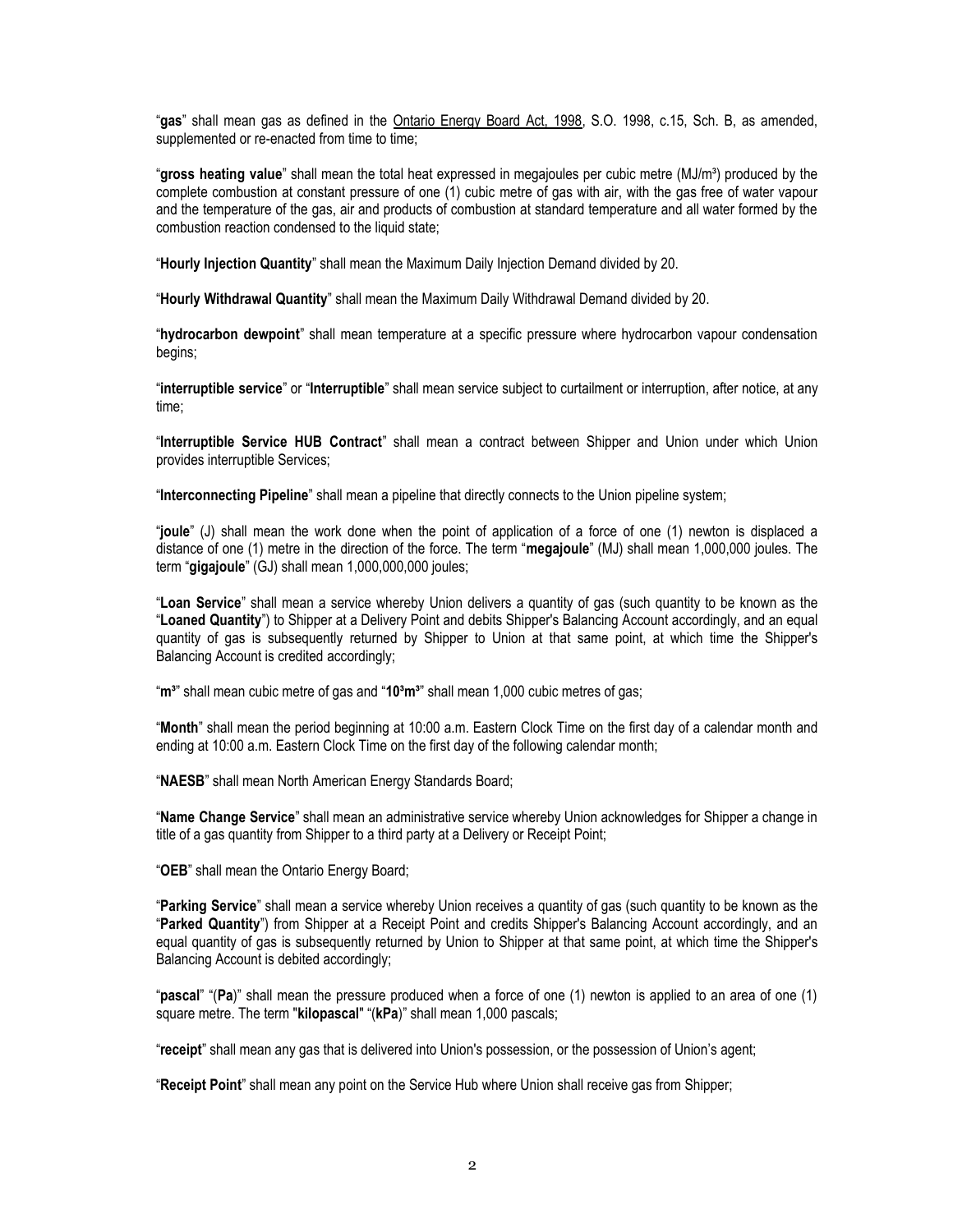"**gas**" shall mean gas as defined in the Ontario Energy Board Act, 1998, S.O. 1998, c.15, Sch. B, as amended, supplemented or re-enacted from time to time;

"**gross heating value**" shall mean the total heat expressed in megajoules per cubic metre (MJ/$m^3$) produced by the complete combustion at constant pressure of one (1) cubic metre of gas with air, with the gas free of water vapour and the temperature of the gas, air and products of combustion at standard temperature and all water formed by the combustion reaction condensed to the liquid state;

"**Hourly Injection Quantity**" shall mean the Maximum Daily Injection Demand divided by 20.

"**Hourly Withdrawal Quantity**" shall mean the Maximum Daily Withdrawal Demand divided by 20.

"**hydrocarbon dewpoint**" shall mean temperature at a specific pressure where hydrocarbon vapour condensation begins;

"**interruptible service**" or "**Interruptible**" shall mean service subject to curtailment or interruption, after notice, at any time;

"**Interruptible Service HUB Contract**" shall mean a contract between Shipper and Union under which Union provides interruptible Services;

"**Interconnecting Pipeline**" shall mean a pipeline that directly connects to the Union pipeline system;

"**joule**" (J) shall mean the work done when the point of application of a force of one (1) newton is displaced a distance of one (1) metre in the direction of the force. The term "**megajoule**" (MJ) shall mean 1,000,000 joules. The term "**gigajoule**" (GJ) shall mean 1,000,000,000 joules;

"**Loan Service**" shall mean a service whereby Union delivers a quantity of gas (such quantity to be known as the "**Loaned Quantity**") to Shipper at a Delivery Point and debits Shipper's Balancing Account accordingly, and an equal quantity of gas is subsequently returned by Shipper to Union at that same point, at which time the Shipper's Balancing Account is credited accordingly;

"**$m^3$**" shall mean cubic metre of gas and "**$10^3m^3$**" shall mean 1,000 cubic metres of gas;

"**Month**" shall mean the period beginning at 10:00 a.m. Eastern Clock Time on the first day of a calendar month and ending at 10:00 a.m. Eastern Clock Time on the first day of the following calendar month;

"**NAESB**" shall mean North American Energy Standards Board;

"**Name Change Service**" shall mean an administrative service whereby Union acknowledges for Shipper a change in title of a gas quantity from Shipper to a third party at a Delivery or Receipt Point;

"**OEB**" shall mean the Ontario Energy Board;

"**Parking Service**" shall mean a service whereby Union receives a quantity of gas (such quantity to be known as the "**Parked Quantity**") from Shipper at a Receipt Point and credits Shipper's Balancing Account accordingly, and an equal quantity of gas is subsequently returned by Union to Shipper at that same point, at which time the Shipper's Balancing Account is debited accordingly;

"**pascal**" "(**Pa**)" shall mean the pressure produced when a force of one (1) newton is applied to an area of one (1) square metre. The term "**kilopascal**" "(**kPa**)" shall mean 1,000 pascals;

"**receipt**" shall mean any gas that is delivered into Union's possession, or the possession of Union's agent;

"**Receipt Point**" shall mean any point on the Service Hub where Union shall receive gas from Shipper;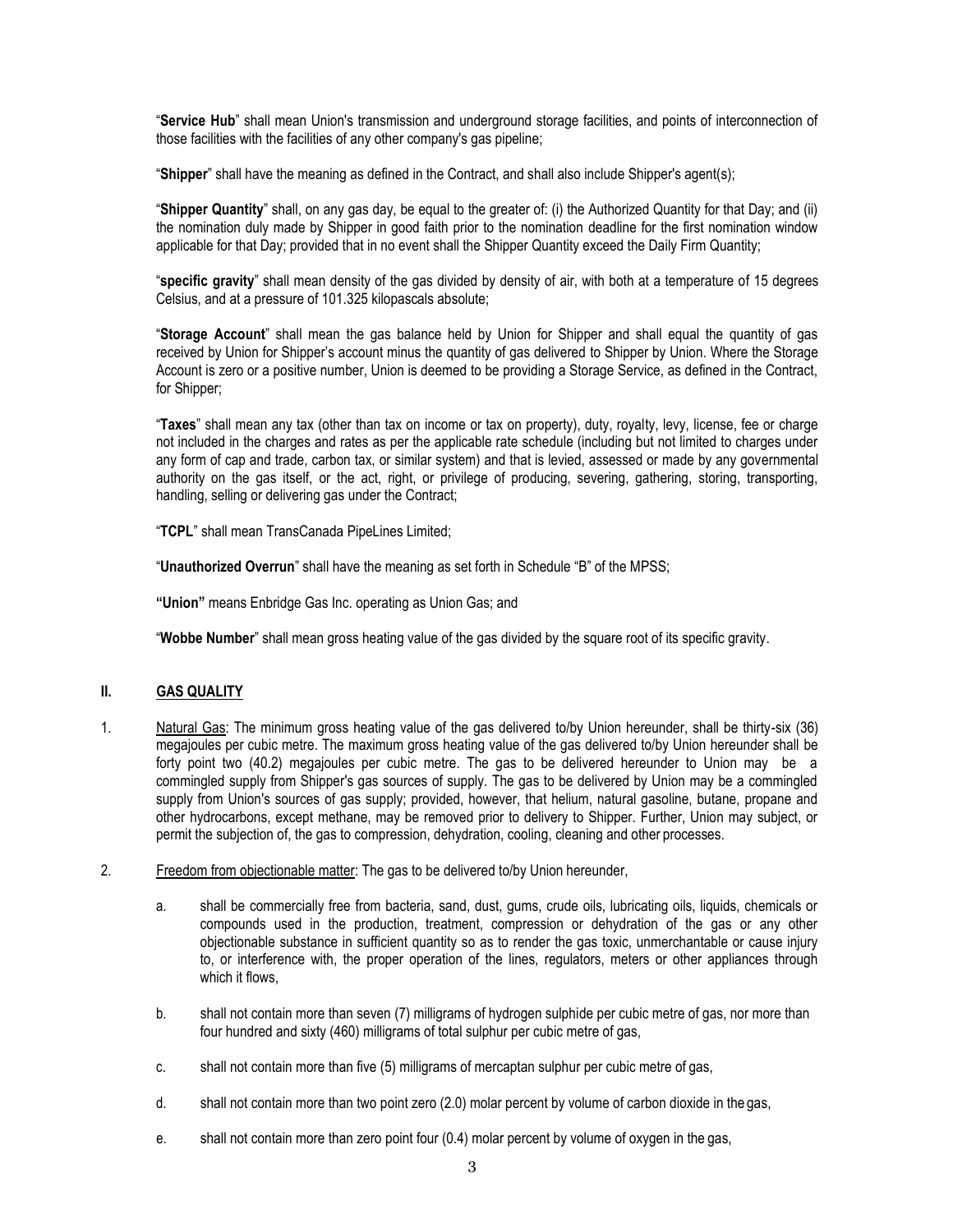"**Service Hub**" shall mean Union's transmission and underground storage facilities, and points of interconnection of those facilities with the facilities of any other company's gas pipeline;

"**Shipper**" shall have the meaning as defined in the Contract, and shall also include Shipper's agent(s);

"**Shipper Quantity**" shall, on any gas day, be equal to the greater of: (i) the Authorized Quantity for that Day; and (ii) the nomination duly made by Shipper in good faith prior to the nomination deadline for the first nomination window applicable for that Day; provided that in no event shall the Shipper Quantity exceed the Daily Firm Quantity;

"**specific gravity**" shall mean density of the gas divided by density of air, with both at a temperature of 15 degrees Celsius, and at a pressure of 101.325 kilopascals absolute;

"**Storage Account**" shall mean the gas balance held by Union for Shipper and shall equal the quantity of gas received by Union for Shipper's account minus the quantity of gas delivered to Shipper by Union. Where the Storage Account is zero or a positive number, Union is deemed to be providing a Storage Service, as defined in the Contract, for Shipper;

"**Taxes**" shall mean any tax (other than tax on income or tax on property), duty, royalty, levy, license, fee or charge not included in the charges and rates as per the applicable rate schedule (including but not limited to charges under any form of cap and trade, carbon tax, or similar system) and that is levied, assessed or made by any governmental authority on the gas itself, or the act, right, or privilege of producing, severing, gathering, storing, transporting, handling, selling or delivering gas under the Contract;

"**TCPL**" shall mean TransCanada PipeLines Limited;

"**Unauthorized Overrun**" shall have the meaning as set forth in Schedule "B" of the MPSS;

**"Union"** means Enbridge Gas Inc. operating as Union Gas; and

"**Wobbe Number**" shall mean gross heating value of the gas divided by the square root of its specific gravity.

## II. GAS QUALITY

1. Natural Gas: The minimum gross heating value of the gas delivered to/by Union hereunder, shall be thirty-six (36) megajoules per cubic metre. The maximum gross heating value of the gas delivered to/by Union hereunder shall be forty point two (40.2) megajoules per cubic metre. The gas to be delivered hereunder to Union may be a commingled supply from Shipper's gas sources of supply. The gas to be delivered by Union may be a commingled supply from Union's sources of gas supply; provided, however, that helium, natural gasoline, butane, propane and other hydrocarbons, except methane, may be removed prior to delivery to Shipper. Further, Union may subject, or permit the subjection of, the gas to compression, dehydration, cooling, cleaning and other processes.

2. Freedom from objectionable matter: The gas to be delivered to/by Union hereunder,

   a. shall be commercially free from bacteria, sand, dust, gums, crude oils, lubricating oils, liquids, chemicals or compounds used in the production, treatment, compression or dehydration of the gas or any other objectionable substance in sufficient quantity so as to render the gas toxic, unmerchantable or cause injury to, or interference with, the proper operation of the lines, regulators, meters or other appliances through which it flows,

   b. shall not contain more than seven (7) milligrams of hydrogen sulphide per cubic metre of gas, nor more than four hundred and sixty (460) milligrams of total sulphur per cubic metre of gas,

   c. shall not contain more than five (5) milligrams of mercaptan sulphur per cubic metre of gas,

   d. shall not contain more than two point zero (2.0) molar percent by volume of carbon dioxide in the gas,

   e. shall not contain more than zero point four (0.4) molar percent by volume of oxygen in the gas,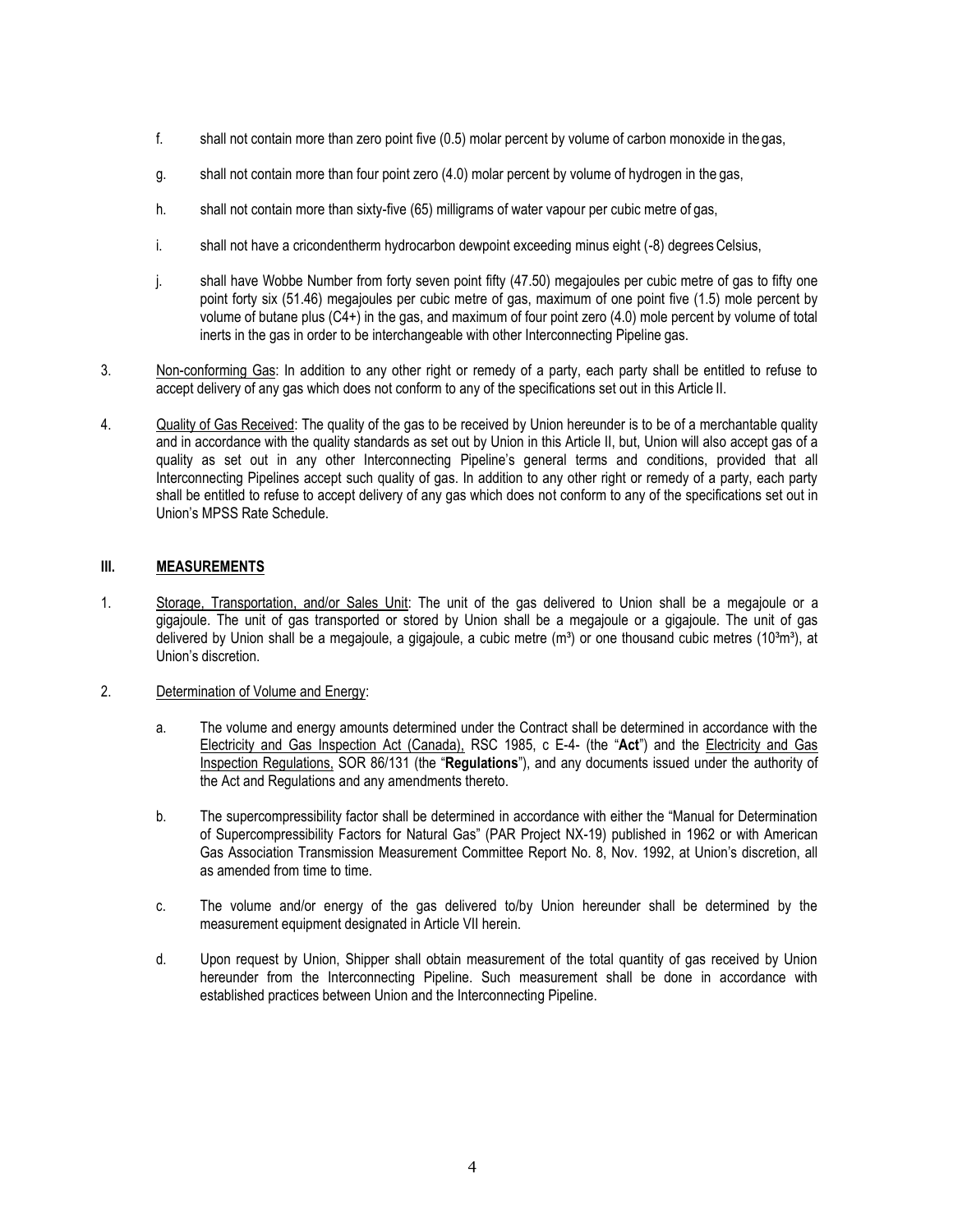f. shall not contain more than zero point five (0.5) molar percent by volume of carbon monoxide in the gas,

g. shall not contain more than four point zero (4.0) molar percent by volume of hydrogen in the gas,

h. shall not contain more than sixty-five (65) milligrams of water vapour per cubic metre of gas,

i. shall not have a cricondentherm hydrocarbon dewpoint exceeding minus eight (-8) degrees Celsius,

j. shall have Wobbe Number from forty seven point fifty (47.50) megajoules per cubic metre of gas to fifty one point forty six (51.46) megajoules per cubic metre of gas, maximum of one point five (1.5) mole percent by volume of butane plus (C4+) in the gas, and maximum of four point zero (4.0) mole percent by volume of total inerts in the gas in order to be interchangeable with other Interconnecting Pipeline gas.

3. Non-conforming Gas: In addition to any other right or remedy of a party, each party shall be entitled to refuse to accept delivery of any gas which does not conform to any of the specifications set out in this Article II.

4. Quality of Gas Received: The quality of the gas to be received by Union hereunder is to be of a merchantable quality and in accordance with the quality standards as set out by Union in this Article II, but, Union will also accept gas of a quality as set out in any other Interconnecting Pipeline's general terms and conditions, provided that all Interconnecting Pipelines accept such quality of gas. In addition to any other right or remedy of a party, each party shall be entitled to refuse to accept delivery of any gas which does not conform to any of the specifications set out in Union's MPSS Rate Schedule.

## III. MEASUREMENTS

1. Storage, Transportation, and/or Sales Unit: The unit of the gas delivered to Union shall be a megajoule or a gigajoule. The unit of gas transported or stored by Union shall be a megajoule or a gigajoule. The unit of gas delivered by Union shall be a megajoule, a gigajoule, a cubic metre ($m^3$) or one thousand cubic metres ($10^3m^3$), at Union's discretion.

2. Determination of Volume and Energy:

   a. The volume and energy amounts determined under the Contract shall be determined in accordance with the Electricity and Gas Inspection Act (Canada), RSC 1985, c E-4- (the "**Act**") and the Electricity and Gas Inspection Regulations, SOR 86/131 (the "**Regulations**"), and any documents issued under the authority of the Act and Regulations and any amendments thereto.

   b. The supercompressibility factor shall be determined in accordance with either the "Manual for Determination of Supercompressibility Factors for Natural Gas" (PAR Project NX-19) published in 1962 or with American Gas Association Transmission Measurement Committee Report No. 8, Nov. 1992, at Union's discretion, all as amended from time to time.

   c. The volume and/or energy of the gas delivered to/by Union hereunder shall be determined by the measurement equipment designated in Article VII herein.

   d. Upon request by Union, Shipper shall obtain measurement of the total quantity of gas received by Union hereunder from the Interconnecting Pipeline. Such measurement shall be done in accordance with established practices between Union and the Interconnecting Pipeline.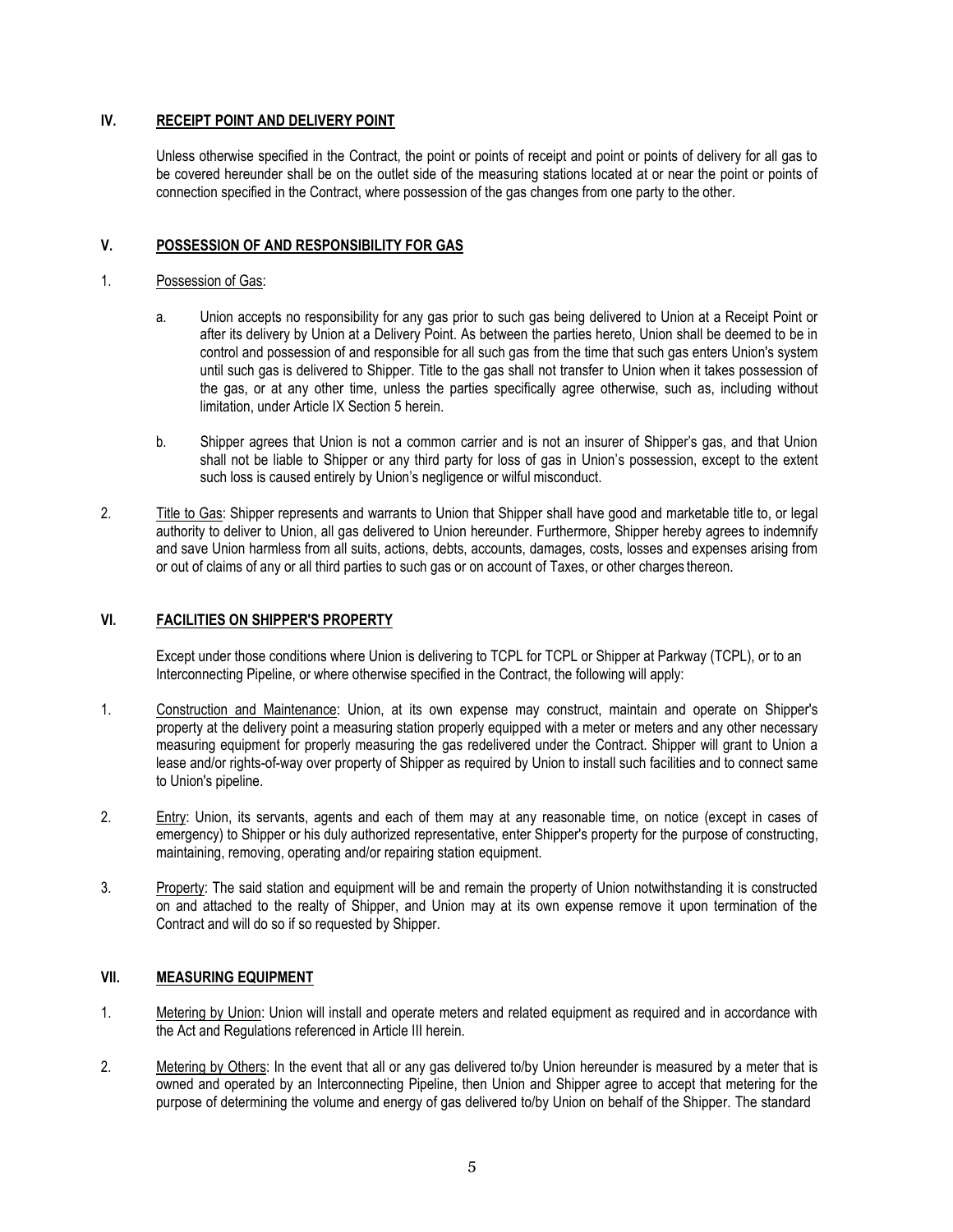## IV. RECEIPT POINT AND DELIVERY POINT

Unless otherwise specified in the Contract, the point or points of receipt and point or points of delivery for all gas to be covered hereunder shall be on the outlet side of the measuring stations located at or near the point or points of connection specified in the Contract, where possession of the gas changes from one party to the other.

## V. POSSESSION OF AND RESPONSIBILITY FOR GAS

1. Possession of Gas:

   a. Union accepts no responsibility for any gas prior to such gas being delivered to Union at a Receipt Point or after its delivery by Union at a Delivery Point. As between the parties hereto, Union shall be deemed to be in control and possession of and responsible for all such gas from the time that such gas enters Union's system until such gas is delivered to Shipper. Title to the gas shall not transfer to Union when it takes possession of the gas, or at any other time, unless the parties specifically agree otherwise, such as, including without limitation, under Article IX Section 5 herein.

   b. Shipper agrees that Union is not a common carrier and is not an insurer of Shipper's gas, and that Union shall not be liable to Shipper or any third party for loss of gas in Union's possession, except to the extent such loss is caused entirely by Union's negligence or wilful misconduct.

2. Title to Gas: Shipper represents and warrants to Union that Shipper shall have good and marketable title to, or legal authority to deliver to Union, all gas delivered to Union hereunder. Furthermore, Shipper hereby agrees to indemnify and save Union harmless from all suits, actions, debts, accounts, damages, costs, losses and expenses arising from or out of claims of any or all third parties to such gas or on account of Taxes, or other charges thereon.

## VI. FACILITIES ON SHIPPER'S PROPERTY

Except under those conditions where Union is delivering to TCPL for TCPL or Shipper at Parkway (TCPL), or to an Interconnecting Pipeline, or where otherwise specified in the Contract, the following will apply:

1. Construction and Maintenance: Union, at its own expense may construct, maintain and operate on Shipper's property at the delivery point a measuring station properly equipped with a meter or meters and any other necessary measuring equipment for properly measuring the gas redelivered under the Contract. Shipper will grant to Union a lease and/or rights-of-way over property of Shipper as required by Union to install such facilities and to connect same to Union's pipeline.

2. Entry: Union, its servants, agents and each of them may at any reasonable time, on notice (except in cases of emergency) to Shipper or his duly authorized representative, enter Shipper's property for the purpose of constructing, maintaining, removing, operating and/or repairing station equipment.

3. Property: The said station and equipment will be and remain the property of Union notwithstanding it is constructed on and attached to the realty of Shipper, and Union may at its own expense remove it upon termination of the Contract and will do so if so requested by Shipper.

## VII. MEASURING EQUIPMENT

1. Metering by Union: Union will install and operate meters and related equipment as required and in accordance with the Act and Regulations referenced in Article III herein.

2. Metering by Others: In the event that all or any gas delivered to/by Union hereunder is measured by a meter that is owned and operated by an Interconnecting Pipeline, then Union and Shipper agree to accept that metering for the purpose of determining the volume and energy of gas delivered to/by Union on behalf of the Shipper. The standard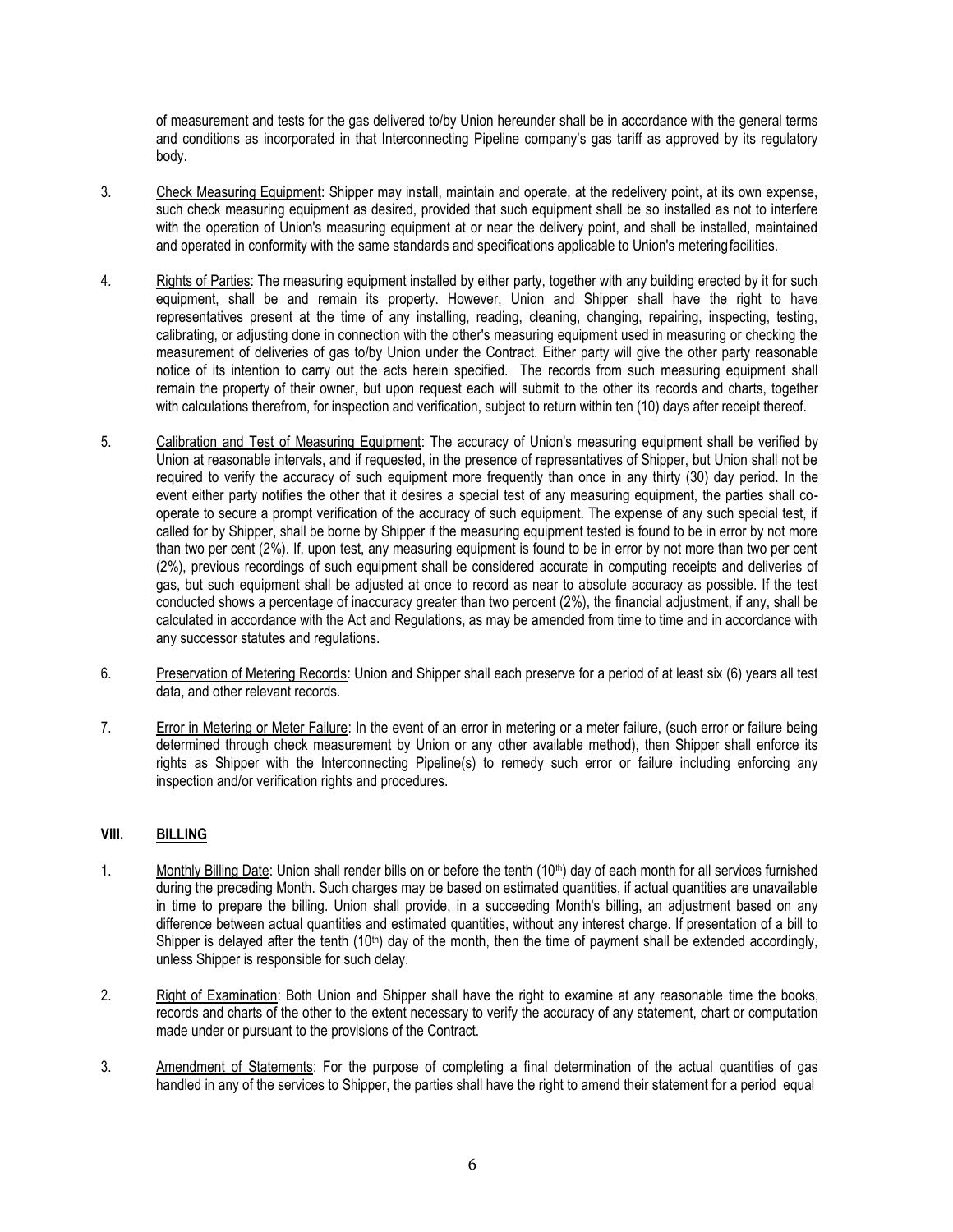of measurement and tests for the gas delivered to/by Union hereunder shall be in accordance with the general terms and conditions as incorporated in that Interconnecting Pipeline company's gas tariff as approved by its regulatory body.

3. Check Measuring Equipment: Shipper may install, maintain and operate, at the redelivery point, at its own expense, such check measuring equipment as desired, provided that such equipment shall be so installed as not to interfere with the operation of Union's measuring equipment at or near the delivery point, and shall be installed, maintained and operated in conformity with the same standards and specifications applicable to Union's metering facilities.

4. Rights of Parties: The measuring equipment installed by either party, together with any building erected by it for such equipment, shall be and remain its property. However, Union and Shipper shall have the right to have representatives present at the time of any installing, reading, cleaning, changing, repairing, inspecting, testing, calibrating, or adjusting done in connection with the other's measuring equipment used in measuring or checking the measurement of deliveries of gas to/by Union under the Contract. Either party will give the other party reasonable notice of its intention to carry out the acts herein specified. The records from such measuring equipment shall remain the property of their owner, but upon request each will submit to the other its records and charts, together with calculations therefrom, for inspection and verification, subject to return within ten (10) days after receipt thereof.

5. Calibration and Test of Measuring Equipment: The accuracy of Union's measuring equipment shall be verified by Union at reasonable intervals, and if requested, in the presence of representatives of Shipper, but Union shall not be required to verify the accuracy of such equipment more frequently than once in any thirty (30) day period. In the event either party notifies the other that it desires a special test of any measuring equipment, the parties shall co-operate to secure a prompt verification of the accuracy of such equipment. The expense of any such special test, if called for by Shipper, shall be borne by Shipper if the measuring equipment tested is found to be in error by not more than two per cent (2%). If, upon test, any measuring equipment is found to be in error by not more than two per cent (2%), previous recordings of such equipment shall be considered accurate in computing receipts and deliveries of gas, but such equipment shall be adjusted at once to record as near to absolute accuracy as possible. If the test conducted shows a percentage of inaccuracy greater than two percent (2%), the financial adjustment, if any, shall be calculated in accordance with the Act and Regulations, as may be amended from time to time and in accordance with any successor statutes and regulations.

6. Preservation of Metering Records: Union and Shipper shall each preserve for a period of at least six (6) years all test data, and other relevant records.

7. Error in Metering or Meter Failure: In the event of an error in metering or a meter failure, (such error or failure being determined through check measurement by Union or any other available method), then Shipper shall enforce its rights as Shipper with the Interconnecting Pipeline(s) to remedy such error or failure including enforcing any inspection and/or verification rights and procedures.

## VIII. BILLING

1. Monthly Billing Date: Union shall render bills on or before the tenth (10th) day of each month for all services furnished during the preceding Month. Such charges may be based on estimated quantities, if actual quantities are unavailable in time to prepare the billing. Union shall provide, in a succeeding Month's billing, an adjustment based on any difference between actual quantities and estimated quantities, without any interest charge. If presentation of a bill to Shipper is delayed after the tenth (10th) day of the month, then the time of payment shall be extended accordingly, unless Shipper is responsible for such delay.

2. Right of Examination: Both Union and Shipper shall have the right to examine at any reasonable time the books, records and charts of the other to the extent necessary to verify the accuracy of any statement, chart or computation made under or pursuant to the provisions of the Contract.

3. Amendment of Statements: For the purpose of completing a final determination of the actual quantities of gas handled in any of the services to Shipper, the parties shall have the right to amend their statement for a period equal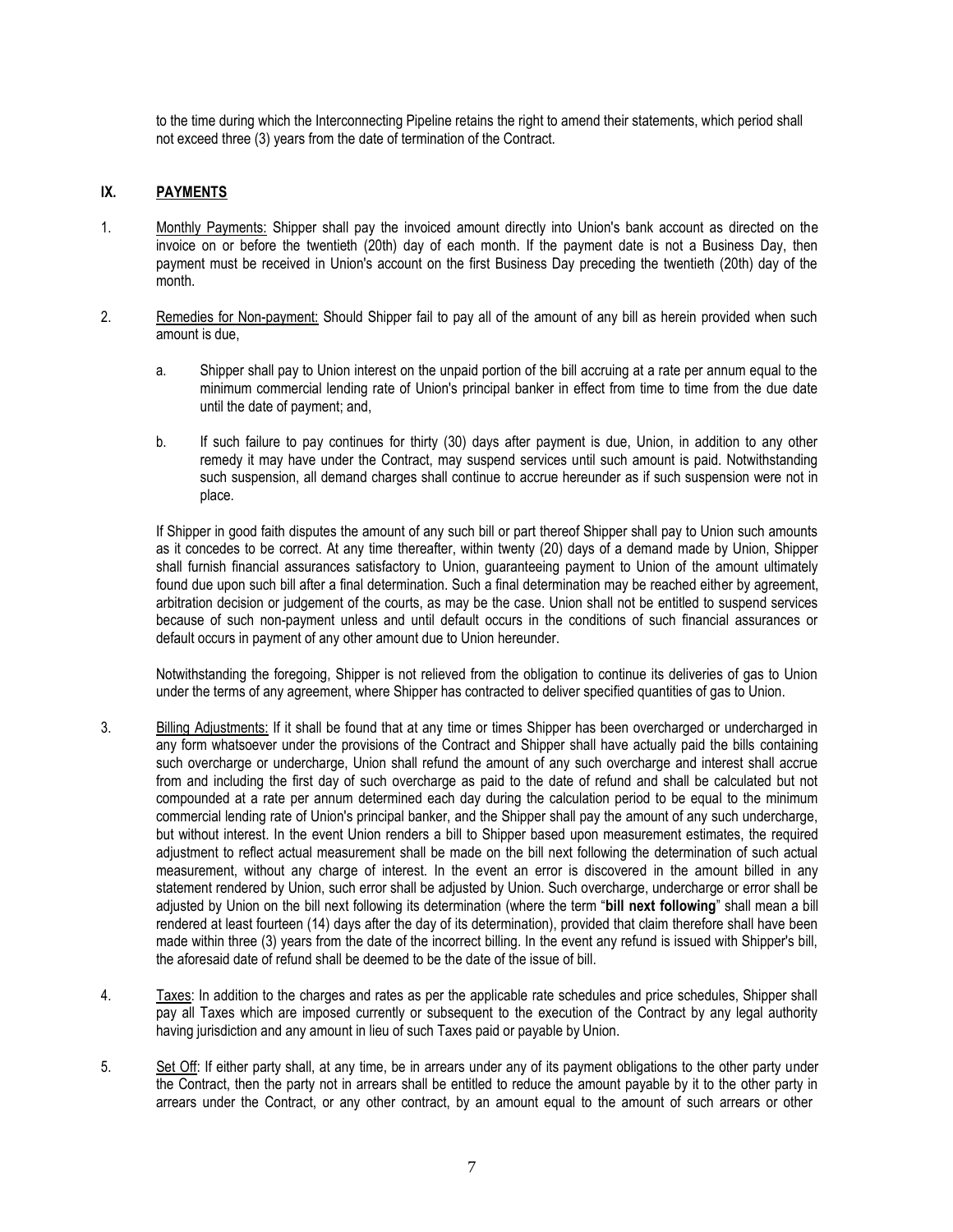to the time during which the Interconnecting Pipeline retains the right to amend their statements, which period shall not exceed three (3) years from the date of termination of the Contract.

## IX. PAYMENTS

1. Monthly Payments: Shipper shall pay the invoiced amount directly into Union's bank account as directed on the invoice on or before the twentieth (20th) day of each month. If the payment date is not a Business Day, then payment must be received in Union's account on the first Business Day preceding the twentieth (20th) day of the month.

2. Remedies for Non-payment: Should Shipper fail to pay all of the amount of any bill as herein provided when such amount is due,

   a. Shipper shall pay to Union interest on the unpaid portion of the bill accruing at a rate per annum equal to the minimum commercial lending rate of Union's principal banker in effect from time to time from the due date until the date of payment; and,

   b. If such failure to pay continues for thirty (30) days after payment is due, Union, in addition to any other remedy it may have under the Contract, may suspend services until such amount is paid. Notwithstanding such suspension, all demand charges shall continue to accrue hereunder as if such suspension were not in place.

   If Shipper in good faith disputes the amount of any such bill or part thereof Shipper shall pay to Union such amounts as it concedes to be correct. At any time thereafter, within twenty (20) days of a demand made by Union, Shipper shall furnish financial assurances satisfactory to Union, guaranteeing payment to Union of the amount ultimately found due upon such bill after a final determination. Such a final determination may be reached either by agreement, arbitration decision or judgement of the courts, as may be the case. Union shall not be entitled to suspend services because of such non-payment unless and until default occurs in the conditions of such financial assurances or default occurs in payment of any other amount due to Union hereunder.

   Notwithstanding the foregoing, Shipper is not relieved from the obligation to continue its deliveries of gas to Union under the terms of any agreement, where Shipper has contracted to deliver specified quantities of gas to Union.

3. Billing Adjustments: If it shall be found that at any time or times Shipper has been overcharged or undercharged in any form whatsoever under the provisions of the Contract and Shipper shall have actually paid the bills containing such overcharge or undercharge, Union shall refund the amount of any such overcharge and interest shall accrue from and including the first day of such overcharge as paid to the date of refund and shall be calculated but not compounded at a rate per annum determined each day during the calculation period to be equal to the minimum commercial lending rate of Union's principal banker, and the Shipper shall pay the amount of any such undercharge, but without interest. In the event Union renders a bill to Shipper based upon measurement estimates, the required adjustment to reflect actual measurement shall be made on the bill next following the determination of such actual measurement, without any charge of interest. In the event an error is discovered in the amount billed in any statement rendered by Union, such error shall be adjusted by Union. Such overcharge, undercharge or error shall be adjusted by Union on the bill next following its determination (where the term "**bill next following**" shall mean a bill rendered at least fourteen (14) days after the day of its determination), provided that claim therefore shall have been made within three (3) years from the date of the incorrect billing. In the event any refund is issued with Shipper's bill, the aforesaid date of refund shall be deemed to be the date of the issue of bill.

4. Taxes: In addition to the charges and rates as per the applicable rate schedules and price schedules, Shipper shall pay all Taxes which are imposed currently or subsequent to the execution of the Contract by any legal authority having jurisdiction and any amount in lieu of such Taxes paid or payable by Union.

5. Set Off: If either party shall, at any time, be in arrears under any of its payment obligations to the other party under the Contract, then the party not in arrears shall be entitled to reduce the amount payable by it to the other party in arrears under the Contract, or any other contract, by an amount equal to the amount of such arrears or other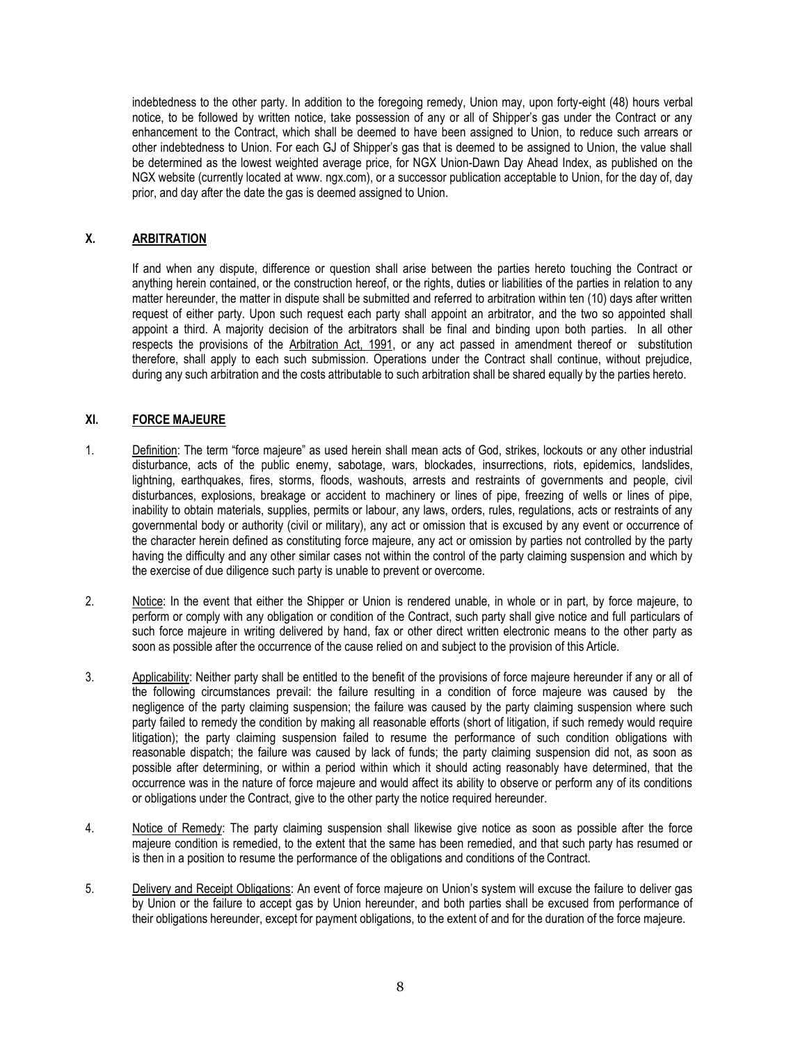indebtedness to the other party. In addition to the foregoing remedy, Union may, upon forty-eight (48) hours verbal notice, to be followed by written notice, take possession of any or all of Shipper's gas under the Contract or any enhancement to the Contract, which shall be deemed to have been assigned to Union, to reduce such arrears or other indebtedness to Union. For each GJ of Shipper's gas that is deemed to be assigned to Union, the value shall be determined as the lowest weighted average price, for NGX Union-Dawn Day Ahead Index, as published on the NGX website (currently located at www. ngx.com), or a successor publication acceptable to Union, for the day of, day prior, and day after the date the gas is deemed assigned to Union.

## X. ARBITRATION

If and when any dispute, difference or question shall arise between the parties hereto touching the Contract or anything herein contained, or the construction hereof, or the rights, duties or liabilities of the parties in relation to any matter hereunder, the matter in dispute shall be submitted and referred to arbitration within ten (10) days after written request of either party. Upon such request each party shall appoint an arbitrator, and the two so appointed shall appoint a third. A majority decision of the arbitrators shall be final and binding upon both parties. In all other respects the provisions of the Arbitration Act, 1991, or any act passed in amendment thereof or substitution therefore, shall apply to each such submission. Operations under the Contract shall continue, without prejudice, during any such arbitration and the costs attributable to such arbitration shall be shared equally by the parties hereto.

## XI. FORCE MAJEURE

1. Definition: The term "force majeure" as used herein shall mean acts of God, strikes, lockouts or any other industrial disturbance, acts of the public enemy, sabotage, wars, blockades, insurrections, riots, epidemics, landslides, lightning, earthquakes, fires, storms, floods, washouts, arrests and restraints of governments and people, civil disturbances, explosions, breakage or accident to machinery or lines of pipe, freezing of wells or lines of pipe, inability to obtain materials, supplies, permits or labour, any laws, orders, rules, regulations, acts or restraints of any governmental body or authority (civil or military), any act or omission that is excused by any event or occurrence of the character herein defined as constituting force majeure, any act or omission by parties not controlled by the party having the difficulty and any other similar cases not within the control of the party claiming suspension and which by the exercise of due diligence such party is unable to prevent or overcome.

2. Notice: In the event that either the Shipper or Union is rendered unable, in whole or in part, by force majeure, to perform or comply with any obligation or condition of the Contract, such party shall give notice and full particulars of such force majeure in writing delivered by hand, fax or other direct written electronic means to the other party as soon as possible after the occurrence of the cause relied on and subject to the provision of this Article.

3. Applicability: Neither party shall be entitled to the benefit of the provisions of force majeure hereunder if any or all of the following circumstances prevail: the failure resulting in a condition of force majeure was caused by the negligence of the party claiming suspension; the failure was caused by the party claiming suspension where such party failed to remedy the condition by making all reasonable efforts (short of litigation, if such remedy would require litigation); the party claiming suspension failed to resume the performance of such condition obligations with reasonable dispatch; the failure was caused by lack of funds; the party claiming suspension did not, as soon as possible after determining, or within a period within which it should acting reasonably have determined, that the occurrence was in the nature of force majeure and would affect its ability to observe or perform any of its conditions or obligations under the Contract, give to the other party the notice required hereunder.

4. Notice of Remedy: The party claiming suspension shall likewise give notice as soon as possible after the force majeure condition is remedied, to the extent that the same has been remedied, and that such party has resumed or is then in a position to resume the performance of the obligations and conditions of the Contract.

5. Delivery and Receipt Obligations: An event of force majeure on Union's system will excuse the failure to deliver gas by Union or the failure to accept gas by Union hereunder, and both parties shall be excused from performance of their obligations hereunder, except for payment obligations, to the extent of and for the duration of the force majeure.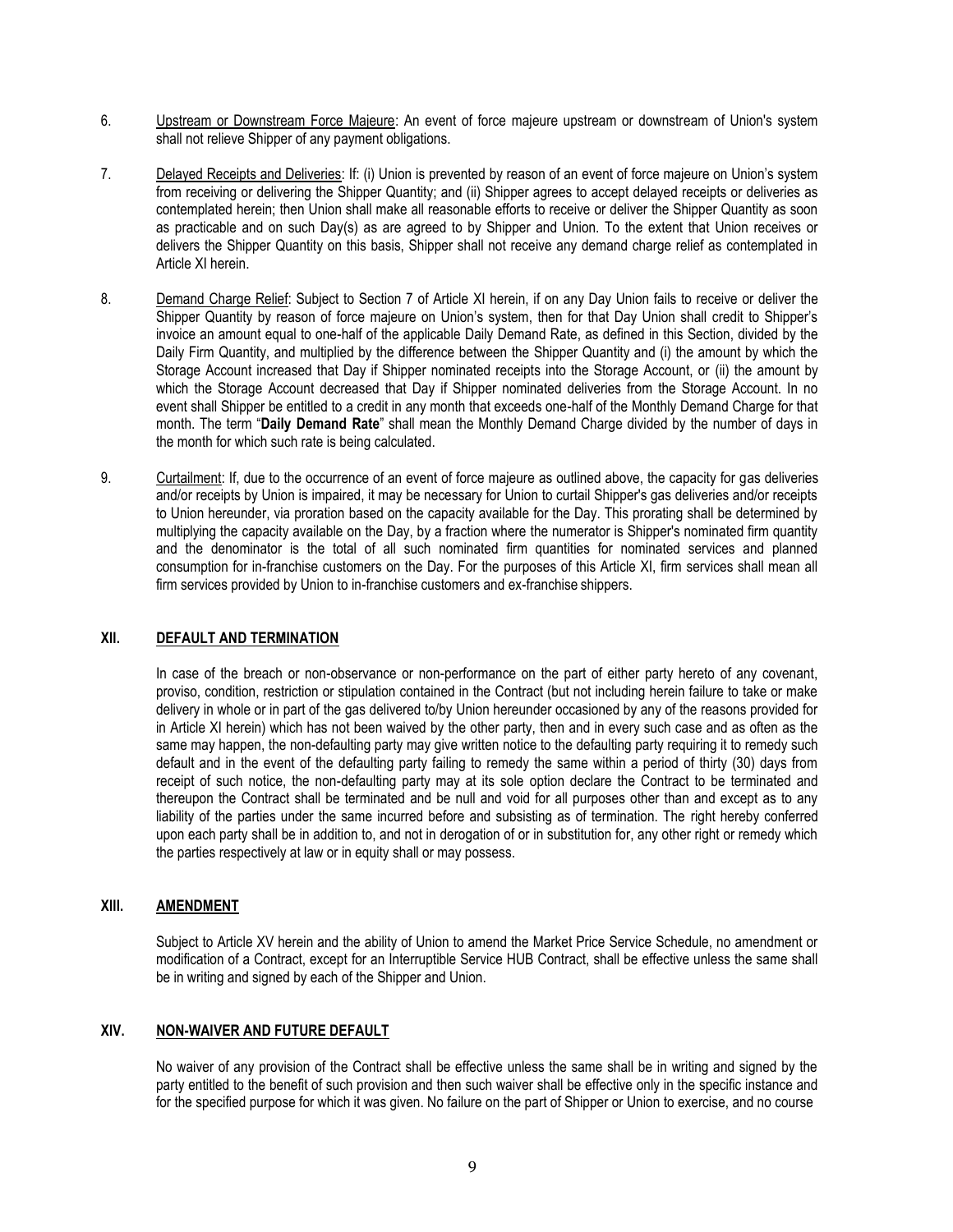6. Upstream or Downstream Force Majeure: An event of force majeure upstream or downstream of Union's system shall not relieve Shipper of any payment obligations.

7. Delayed Receipts and Deliveries: If: (i) Union is prevented by reason of an event of force majeure on Union's system from receiving or delivering the Shipper Quantity; and (ii) Shipper agrees to accept delayed receipts or deliveries as contemplated herein; then Union shall make all reasonable efforts to receive or deliver the Shipper Quantity as soon as practicable and on such Day(s) as are agreed to by Shipper and Union. To the extent that Union receives or delivers the Shipper Quantity on this basis, Shipper shall not receive any demand charge relief as contemplated in Article XI herein.

8. Demand Charge Relief: Subject to Section 7 of Article XI herein, if on any Day Union fails to receive or deliver the Shipper Quantity by reason of force majeure on Union's system, then for that Day Union shall credit to Shipper's invoice an amount equal to one-half of the applicable Daily Demand Rate, as defined in this Section, divided by the Daily Firm Quantity, and multiplied by the difference between the Shipper Quantity and (i) the amount by which the Storage Account increased that Day if Shipper nominated receipts into the Storage Account, or (ii) the amount by which the Storage Account decreased that Day if Shipper nominated deliveries from the Storage Account. In no event shall Shipper be entitled to a credit in any month that exceeds one-half of the Monthly Demand Charge for that month. The term "**Daily Demand Rate**" shall mean the Monthly Demand Charge divided by the number of days in the month for which such rate is being calculated.

9. Curtailment: If, due to the occurrence of an event of force majeure as outlined above, the capacity for gas deliveries and/or receipts by Union is impaired, it may be necessary for Union to curtail Shipper's gas deliveries and/or receipts to Union hereunder, via proration based on the capacity available for the Day. This prorating shall be determined by multiplying the capacity available on the Day, by a fraction where the numerator is Shipper's nominated firm quantity and the denominator is the total of all such nominated firm quantities for nominated services and planned consumption for in-franchise customers on the Day. For the purposes of this Article XI, firm services shall mean all firm services provided by Union to in-franchise customers and ex-franchise shippers.

## XII. DEFAULT AND TERMINATION

In case of the breach or non-observance or non-performance on the part of either party hereto of any covenant, proviso, condition, restriction or stipulation contained in the Contract (but not including herein failure to take or make delivery in whole or in part of the gas delivered to/by Union hereunder occasioned by any of the reasons provided for in Article XI herein) which has not been waived by the other party, then and in every such case and as often as the same may happen, the non-defaulting party may give written notice to the defaulting party requiring it to remedy such default and in the event of the defaulting party failing to remedy the same within a period of thirty (30) days from receipt of such notice, the non-defaulting party may at its sole option declare the Contract to be terminated and thereupon the Contract shall be terminated and be null and void for all purposes other than and except as to any liability of the parties under the same incurred before and subsisting as of termination. The right hereby conferred upon each party shall be in addition to, and not in derogation of or in substitution for, any other right or remedy which the parties respectively at law or in equity shall or may possess.

## XIII. AMENDMENT

Subject to Article XV herein and the ability of Union to amend the Market Price Service Schedule, no amendment or modification of a Contract, except for an Interruptible Service HUB Contract, shall be effective unless the same shall be in writing and signed by each of the Shipper and Union.

## XIV. NON-WAIVER AND FUTURE DEFAULT

No waiver of any provision of the Contract shall be effective unless the same shall be in writing and signed by the party entitled to the benefit of such provision and then such waiver shall be effective only in the specific instance and for the specified purpose for which it was given. No failure on the part of Shipper or Union to exercise, and no course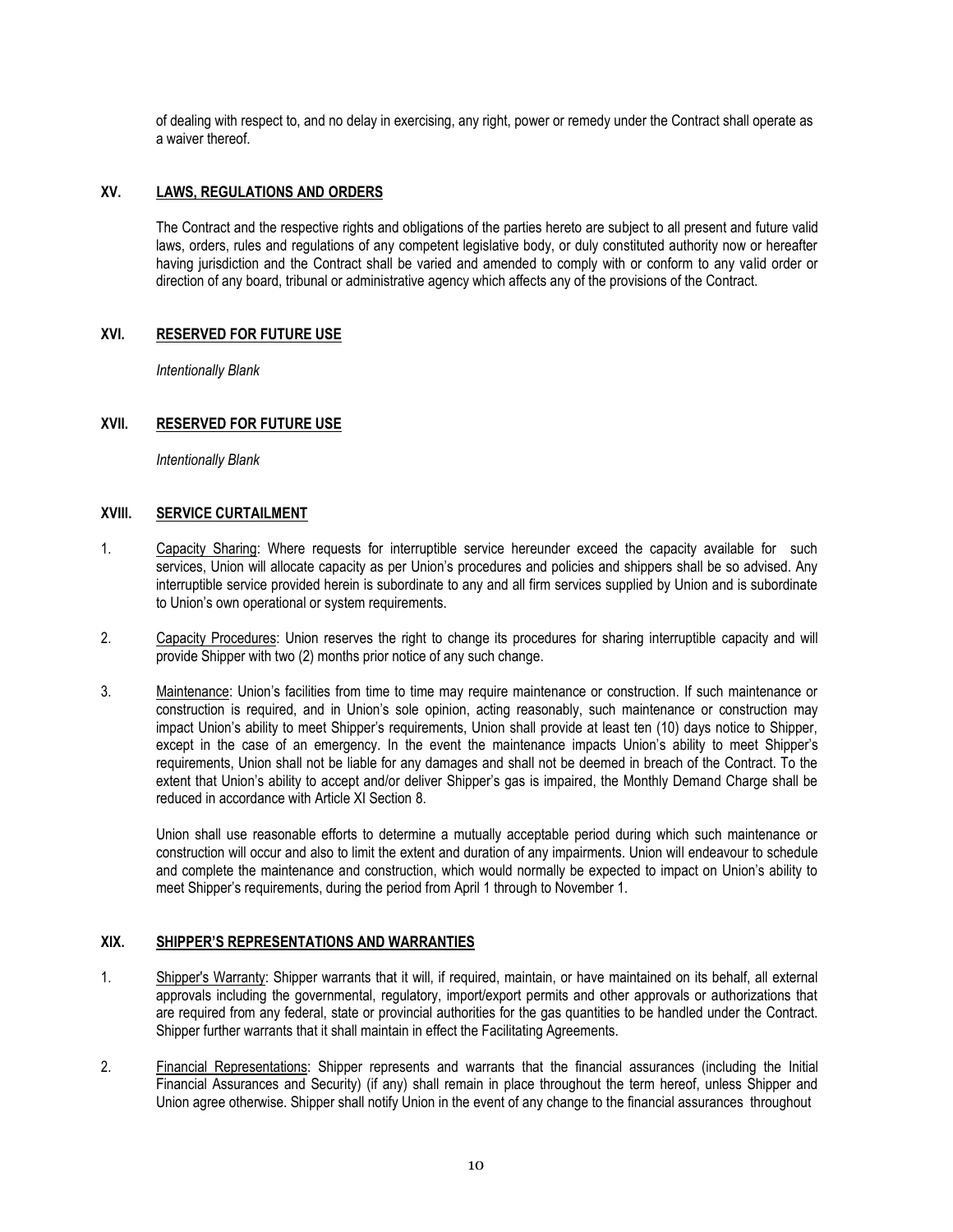of dealing with respect to, and no delay in exercising, any right, power or remedy under the Contract shall operate as a waiver thereof.

## XV. LAWS, REGULATIONS AND ORDERS

The Contract and the respective rights and obligations of the parties hereto are subject to all present and future valid laws, orders, rules and regulations of any competent legislative body, or duly constituted authority now or hereafter having jurisdiction and the Contract shall be varied and amended to comply with or conform to any valid order or direction of any board, tribunal or administrative agency which affects any of the provisions of the Contract.

## XVI. RESERVED FOR FUTURE USE

*Intentionally Blank*

## XVII. RESERVED FOR FUTURE USE

*Intentionally Blank*

## XVIII. SERVICE CURTAILMENT

1. Capacity Sharing: Where requests for interruptible service hereunder exceed the capacity available for such services, Union will allocate capacity as per Union's procedures and policies and shippers shall be so advised. Any interruptible service provided herein is subordinate to any and all firm services supplied by Union and is subordinate to Union's own operational or system requirements.

2. Capacity Procedures: Union reserves the right to change its procedures for sharing interruptible capacity and will provide Shipper with two (2) months prior notice of any such change.

3. Maintenance: Union's facilities from time to time may require maintenance or construction. If such maintenance or construction is required, and in Union's sole opinion, acting reasonably, such maintenance or construction may impact Union's ability to meet Shipper's requirements, Union shall provide at least ten (10) days notice to Shipper, except in the case of an emergency. In the event the maintenance impacts Union's ability to meet Shipper's requirements, Union shall not be liable for any damages and shall not be deemed in breach of the Contract. To the extent that Union's ability to accept and/or deliver Shipper's gas is impaired, the Monthly Demand Charge shall be reduced in accordance with Article XI Section 8.

   Union shall use reasonable efforts to determine a mutually acceptable period during which such maintenance or construction will occur and also to limit the extent and duration of any impairments. Union will endeavour to schedule and complete the maintenance and construction, which would normally be expected to impact on Union's ability to meet Shipper's requirements, during the period from April 1 through to November 1.

## XIX. SHIPPER'S REPRESENTATIONS AND WARRANTIES

1. Shipper's Warranty: Shipper warrants that it will, if required, maintain, or have maintained on its behalf, all external approvals including the governmental, regulatory, import/export permits and other approvals or authorizations that are required from any federal, state or provincial authorities for the gas quantities to be handled under the Contract. Shipper further warrants that it shall maintain in effect the Facilitating Agreements.

2. Financial Representations: Shipper represents and warrants that the financial assurances (including the Initial Financial Assurances and Security) (if any) shall remain in place throughout the term hereof, unless Shipper and Union agree otherwise. Shipper shall notify Union in the event of any change to the financial assurances throughout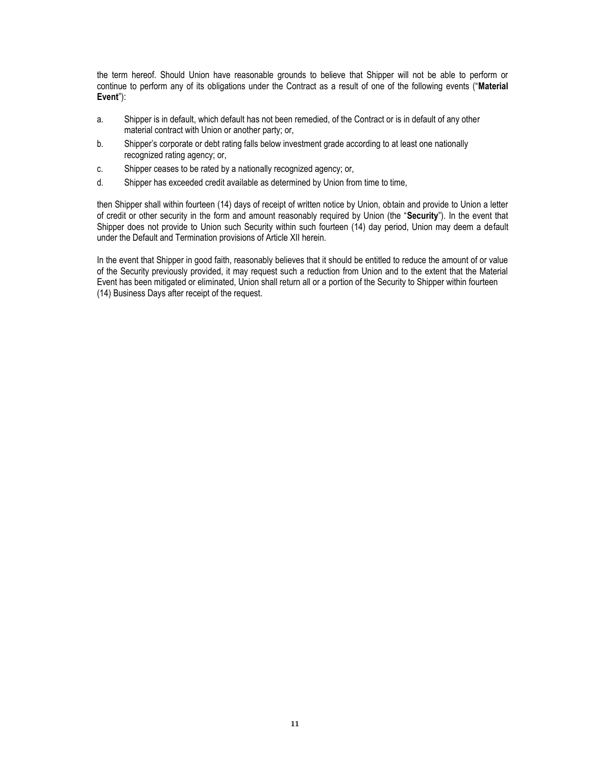the term hereof. Should Union have reasonable grounds to believe that Shipper will not be able to perform or continue to perform any of its obligations under the Contract as a result of one of the following events ("**Material Event**"):

a. Shipper is in default, which default has not been remedied, of the Contract or is in default of any other material contract with Union or another party; or,

b. Shipper's corporate or debt rating falls below investment grade according to at least one nationally recognized rating agency; or,

c. Shipper ceases to be rated by a nationally recognized agency; or,

d. Shipper has exceeded credit available as determined by Union from time to time,

then Shipper shall within fourteen (14) days of receipt of written notice by Union, obtain and provide to Union a letter of credit or other security in the form and amount reasonably required by Union (the "**Security**"). In the event that Shipper does not provide to Union such Security within such fourteen (14) day period, Union may deem a default under the Default and Termination provisions of Article XII herein.

In the event that Shipper in good faith, reasonably believes that it should be entitled to reduce the amount of or value of the Security previously provided, it may request such a reduction from Union and to the extent that the Material Event has been mitigated or eliminated, Union shall return all or a portion of the Security to Shipper within fourteen (14) Business Days after receipt of the request.